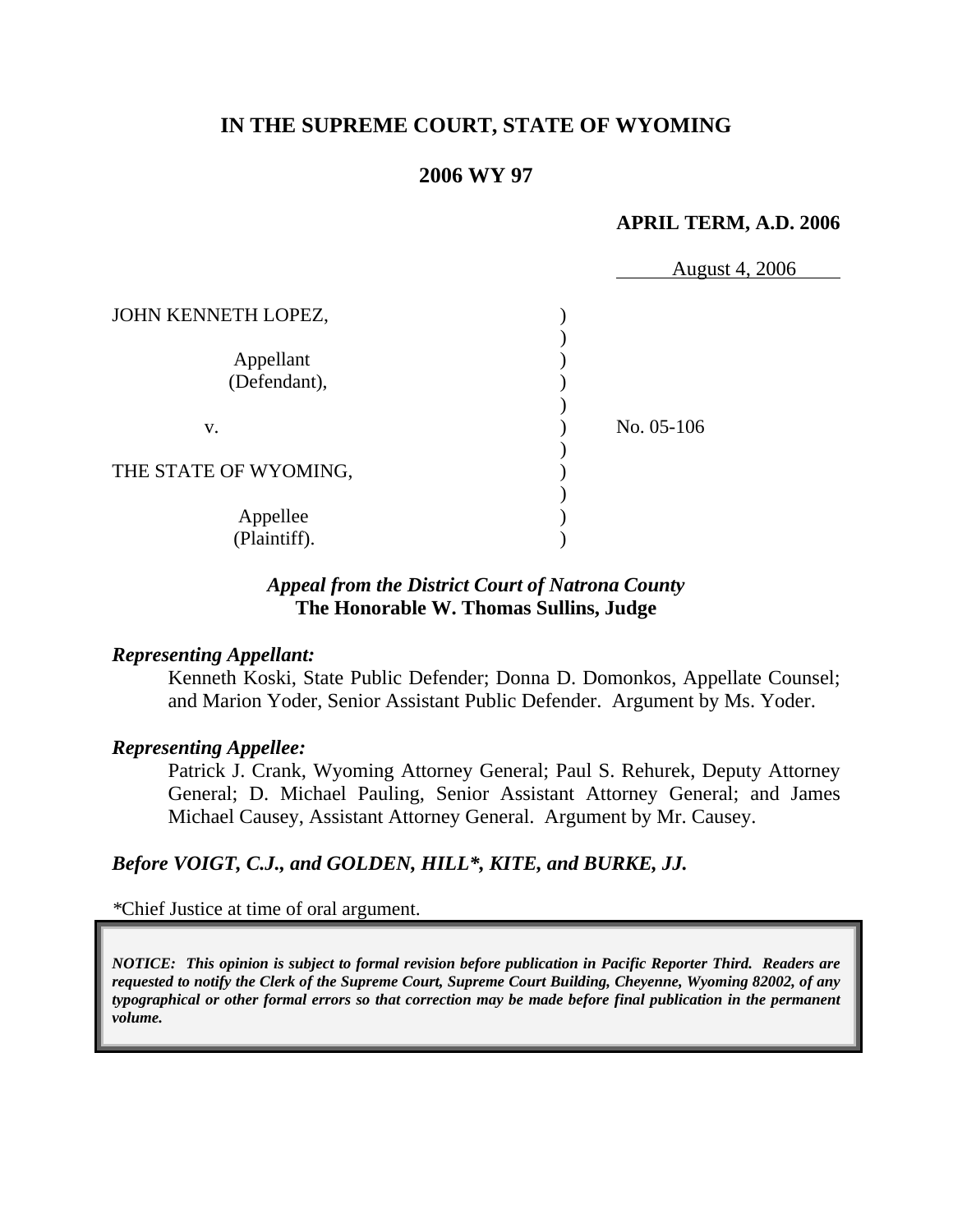**IN THE SUPREME COURT, STATE OF WYOMING**

**2006 WY 97**

**APRIL TERM, A.D. 2006**

August 4, 2006

| | | |
|---|---|---|
| JOHN KENNETH LOPEZ, Appellant (Defendant), | ) | |
| v. | ) | No. 05-106 |
| THE STATE OF WYOMING, Appellee (Plaintiff). | ) | |

***Appeal from the District Court of Natrona County***
**The Honorable W. Thomas Sullins, Judge**

***Representing Appellant:***

Kenneth Koski, State Public Defender; Donna D. Domonkos, Appellate Counsel; and Marion Yoder, Senior Assistant Public Defender. Argument by Ms. Yoder.

***Representing Appellee:***

Patrick J. Crank, Wyoming Attorney General; Paul S. Rehurek, Deputy Attorney General; D. Michael Pauling, Senior Assistant Attorney General; and James Michael Causey, Assistant Attorney General. Argument by Mr. Causey.

***Before VOIGT, C.J., and GOLDEN, HILL\*, KITE, and BURKE, JJ.***

\*Chief Justice at time of oral argument.

***NOTICE: This opinion is subject to formal revision before publication in Pacific Reporter Third. Readers are requested to notify the Clerk of the Supreme Court, Supreme Court Building, Cheyenne, Wyoming 82002, of any typographical or other formal errors so that correction may be made before final publication in the permanent volume.***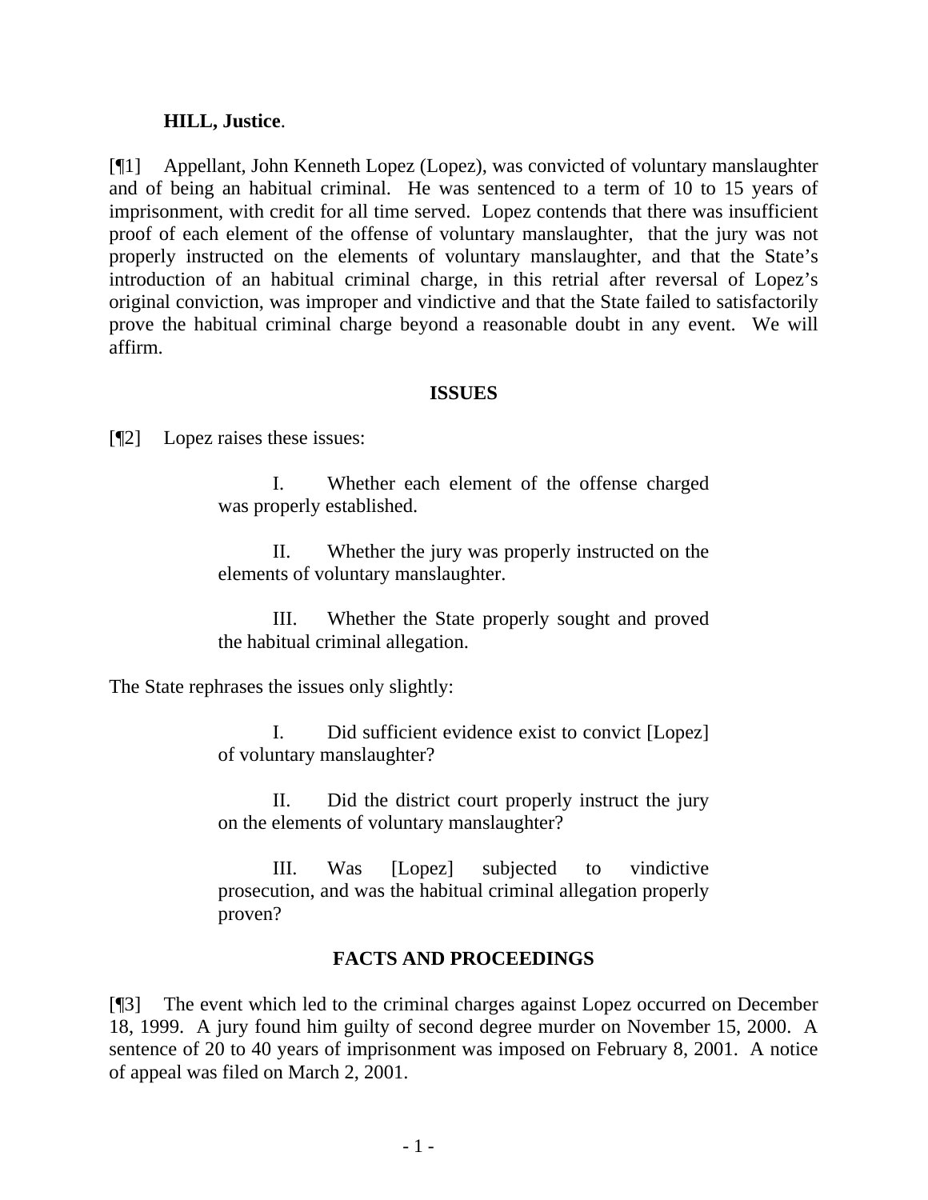**HILL, Justice**.

[¶1] Appellant, John Kenneth Lopez (Lopez), was convicted of voluntary manslaughter and of being an habitual criminal. He was sentenced to a term of 10 to 15 years of imprisonment, with credit for all time served. Lopez contends that there was insufficient proof of each element of the offense of voluntary manslaughter, that the jury was not properly instructed on the elements of voluntary manslaughter, and that the State's introduction of an habitual criminal charge, in this retrial after reversal of Lopez's original conviction, was improper and vindictive and that the State failed to satisfactorily prove the habitual criminal charge beyond a reasonable doubt in any event. We will affirm.

## ISSUES

[¶2] Lopez raises these issues:

> I. Whether each element of the offense charged was properly established.
>
> II. Whether the jury was properly instructed on the elements of voluntary manslaughter.
>
> III. Whether the State properly sought and proved the habitual criminal allegation.

The State rephrases the issues only slightly:

> I. Did sufficient evidence exist to convict [Lopez] of voluntary manslaughter?
>
> II. Did the district court properly instruct the jury on the elements of voluntary manslaughter?
>
> III. Was [Lopez] subjected to vindictive prosecution, and was the habitual criminal allegation properly proven?

## FACTS AND PROCEEDINGS

[¶3] The event which led to the criminal charges against Lopez occurred on December 18, 1999. A jury found him guilty of second degree murder on November 15, 2000. A sentence of 20 to 40 years of imprisonment was imposed on February 8, 2001. A notice of appeal was filed on March 2, 2001.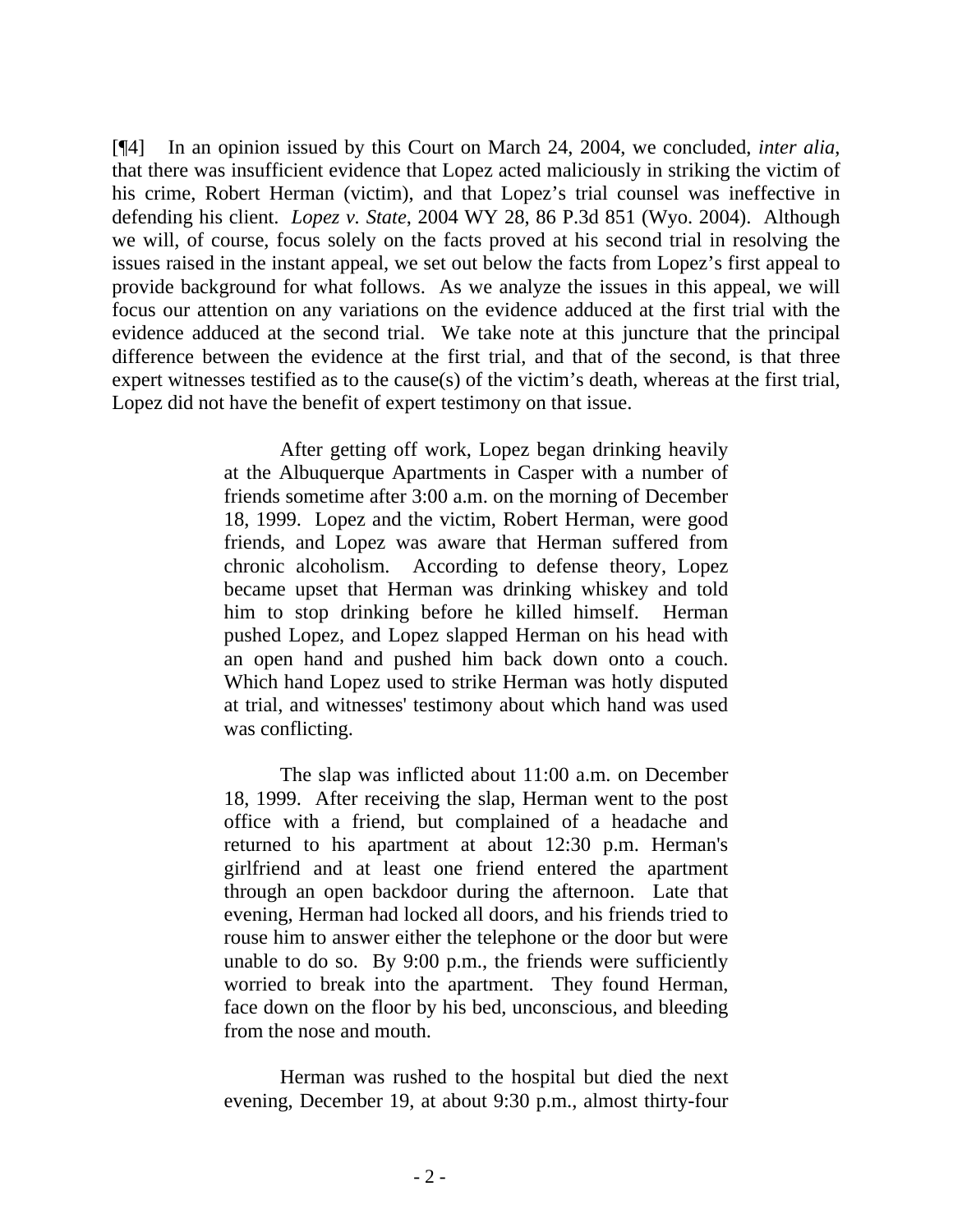[¶4] In an opinion issued by this Court on March 24, 2004, we concluded, *inter alia*, that there was insufficient evidence that Lopez acted maliciously in striking the victim of his crime, Robert Herman (victim), and that Lopez's trial counsel was ineffective in defending his client. *Lopez v. State*, 2004 WY 28, 86 P.3d 851 (Wyo. 2004). Although we will, of course, focus solely on the facts proved at his second trial in resolving the issues raised in the instant appeal, we set out below the facts from Lopez's first appeal to provide background for what follows. As we analyze the issues in this appeal, we will focus our attention on any variations on the evidence adduced at the first trial with the evidence adduced at the second trial. We take note at this juncture that the principal difference between the evidence at the first trial, and that of the second, is that three expert witnesses testified as to the cause(s) of the victim's death, whereas at the first trial, Lopez did not have the benefit of expert testimony on that issue.

> After getting off work, Lopez began drinking heavily at the Albuquerque Apartments in Casper with a number of friends sometime after 3:00 a.m. on the morning of December 18, 1999. Lopez and the victim, Robert Herman, were good friends, and Lopez was aware that Herman suffered from chronic alcoholism. According to defense theory, Lopez became upset that Herman was drinking whiskey and told him to stop drinking before he killed himself. Herman pushed Lopez, and Lopez slapped Herman on his head with an open hand and pushed him back down onto a couch. Which hand Lopez used to strike Herman was hotly disputed at trial, and witnesses' testimony about which hand was used was conflicting.
>
> The slap was inflicted about 11:00 a.m. on December 18, 1999. After receiving the slap, Herman went to the post office with a friend, but complained of a headache and returned to his apartment at about 12:30 p.m. Herman's girlfriend and at least one friend entered the apartment through an open backdoor during the afternoon. Late that evening, Herman had locked all doors, and his friends tried to rouse him to answer either the telephone or the door but were unable to do so. By 9:00 p.m., the friends were sufficiently worried to break into the apartment. They found Herman, face down on the floor by his bed, unconscious, and bleeding from the nose and mouth.
>
> Herman was rushed to the hospital but died the next evening, December 19, at about 9:30 p.m., almost thirty-four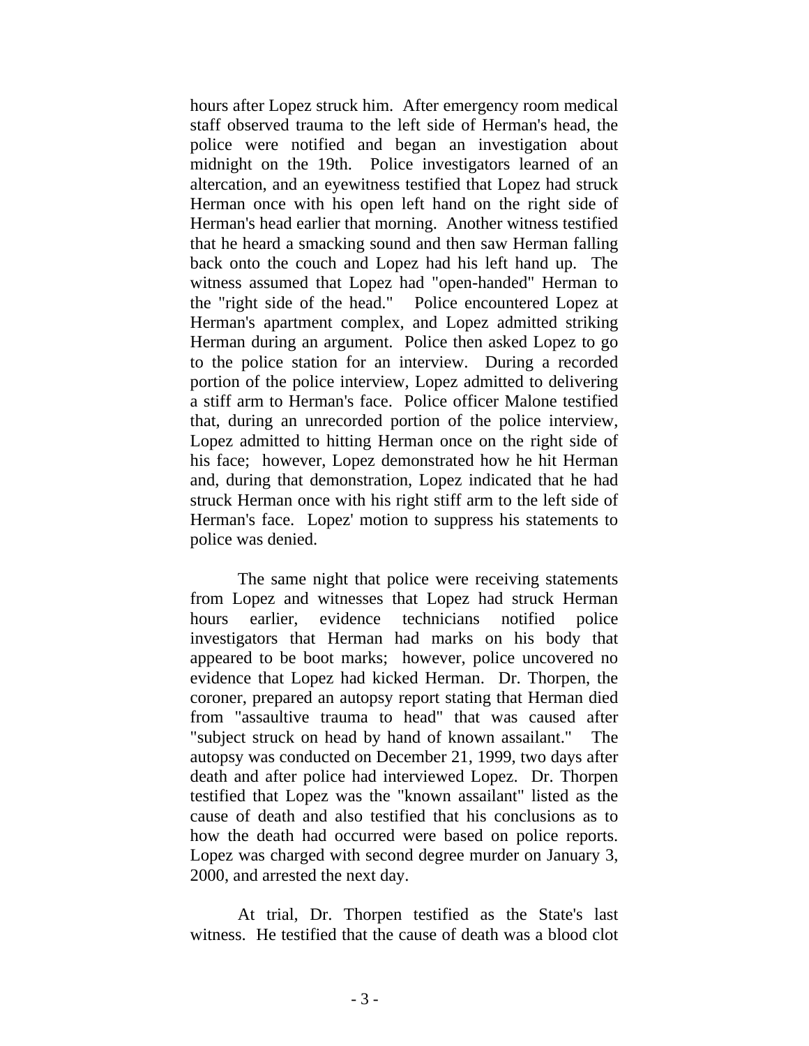hours after Lopez struck him. After emergency room medical staff observed trauma to the left side of Herman's head, the police were notified and began an investigation about midnight on the 19th. Police investigators learned of an altercation, and an eyewitness testified that Lopez had struck Herman once with his open left hand on the right side of Herman's head earlier that morning. Another witness testified that he heard a smacking sound and then saw Herman falling back onto the couch and Lopez had his left hand up. The witness assumed that Lopez had "open-handed" Herman to the "right side of the head." Police encountered Lopez at Herman's apartment complex, and Lopez admitted striking Herman during an argument. Police then asked Lopez to go to the police station for an interview. During a recorded portion of the police interview, Lopez admitted to delivering a stiff arm to Herman's face. Police officer Malone testified that, during an unrecorded portion of the police interview, Lopez admitted to hitting Herman once on the right side of his face; however, Lopez demonstrated how he hit Herman and, during that demonstration, Lopez indicated that he had struck Herman once with his right stiff arm to the left side of Herman's face. Lopez' motion to suppress his statements to police was denied.

The same night that police were receiving statements from Lopez and witnesses that Lopez had struck Herman hours earlier, evidence technicians notified police investigators that Herman had marks on his body that appeared to be boot marks; however, police uncovered no evidence that Lopez had kicked Herman. Dr. Thorpen, the coroner, prepared an autopsy report stating that Herman died from "assaultive trauma to head" that was caused after "subject struck on head by hand of known assailant." The autopsy was conducted on December 21, 1999, two days after death and after police had interviewed Lopez. Dr. Thorpen testified that Lopez was the "known assailant" listed as the cause of death and also testified that his conclusions as to how the death had occurred were based on police reports. Lopez was charged with second degree murder on January 3, 2000, and arrested the next day.

At trial, Dr. Thorpen testified as the State's last witness. He testified that the cause of death was a blood clot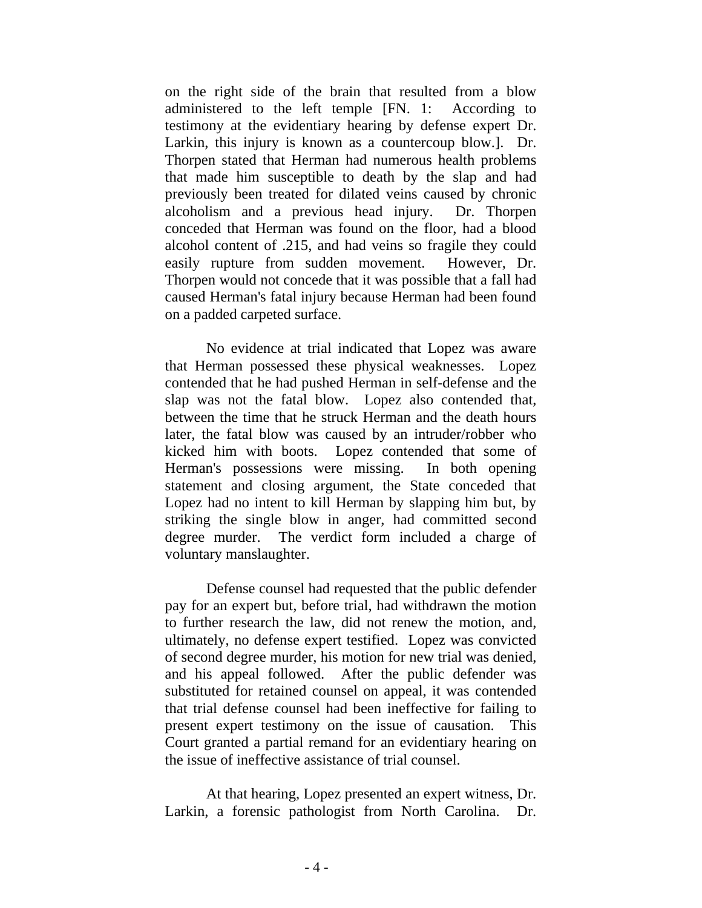on the right side of the brain that resulted from a blow administered to the left temple [FN. 1: According to testimony at the evidentiary hearing by defense expert Dr. Larkin, this injury is known as a countercoup blow.]. Dr. Thorpen stated that Herman had numerous health problems that made him susceptible to death by the slap and had previously been treated for dilated veins caused by chronic alcoholism and a previous head injury. Dr. Thorpen conceded that Herman was found on the floor, had a blood alcohol content of .215, and had veins so fragile they could easily rupture from sudden movement. However, Dr. Thorpen would not concede that it was possible that a fall had caused Herman's fatal injury because Herman had been found on a padded carpeted surface.

No evidence at trial indicated that Lopez was aware that Herman possessed these physical weaknesses. Lopez contended that he had pushed Herman in self-defense and the slap was not the fatal blow. Lopez also contended that, between the time that he struck Herman and the death hours later, the fatal blow was caused by an intruder/robber who kicked him with boots. Lopez contended that some of Herman's possessions were missing. In both opening statement and closing argument, the State conceded that Lopez had no intent to kill Herman by slapping him but, by striking the single blow in anger, had committed second degree murder. The verdict form included a charge of voluntary manslaughter.

Defense counsel had requested that the public defender pay for an expert but, before trial, had withdrawn the motion to further research the law, did not renew the motion, and, ultimately, no defense expert testified. Lopez was convicted of second degree murder, his motion for new trial was denied, and his appeal followed. After the public defender was substituted for retained counsel on appeal, it was contended that trial defense counsel had been ineffective for failing to present expert testimony on the issue of causation. This Court granted a partial remand for an evidentiary hearing on the issue of ineffective assistance of trial counsel.

At that hearing, Lopez presented an expert witness, Dr. Larkin, a forensic pathologist from North Carolina. Dr.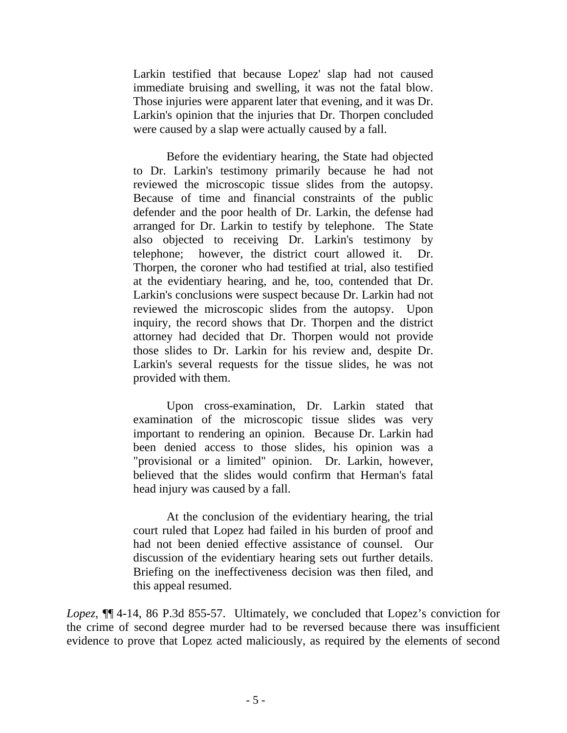> Larkin testified that because Lopez' slap had not caused immediate bruising and swelling, it was not the fatal blow. Those injuries were apparent later that evening, and it was Dr. Larkin's opinion that the injuries that Dr. Thorpen concluded were caused by a slap were actually caused by a fall.
>
> Before the evidentiary hearing, the State had objected to Dr. Larkin's testimony primarily because he had not reviewed the microscopic tissue slides from the autopsy. Because of time and financial constraints of the public defender and the poor health of Dr. Larkin, the defense had arranged for Dr. Larkin to testify by telephone. The State also objected to receiving Dr. Larkin's testimony by telephone; however, the district court allowed it. Dr. Thorpen, the coroner who had testified at trial, also testified at the evidentiary hearing, and he, too, contended that Dr. Larkin's conclusions were suspect because Dr. Larkin had not reviewed the microscopic slides from the autopsy. Upon inquiry, the record shows that Dr. Thorpen and the district attorney had decided that Dr. Thorpen would not provide those slides to Dr. Larkin for his review and, despite Dr. Larkin's several requests for the tissue slides, he was not provided with them.
>
> Upon cross-examination, Dr. Larkin stated that examination of the microscopic tissue slides was very important to rendering an opinion. Because Dr. Larkin had been denied access to those slides, his opinion was a "provisional or a limited" opinion. Dr. Larkin, however, believed that the slides would confirm that Herman's fatal head injury was caused by a fall.
>
> At the conclusion of the evidentiary hearing, the trial court ruled that Lopez had failed in his burden of proof and had not been denied effective assistance of counsel. Our discussion of the evidentiary hearing sets out further details. Briefing on the ineffectiveness decision was then filed, and this appeal resumed.

*Lopez*, ¶¶ 4-14, 86 P.3d 855-57. Ultimately, we concluded that Lopez's conviction for the crime of second degree murder had to be reversed because there was insufficient evidence to prove that Lopez acted maliciously, as required by the elements of second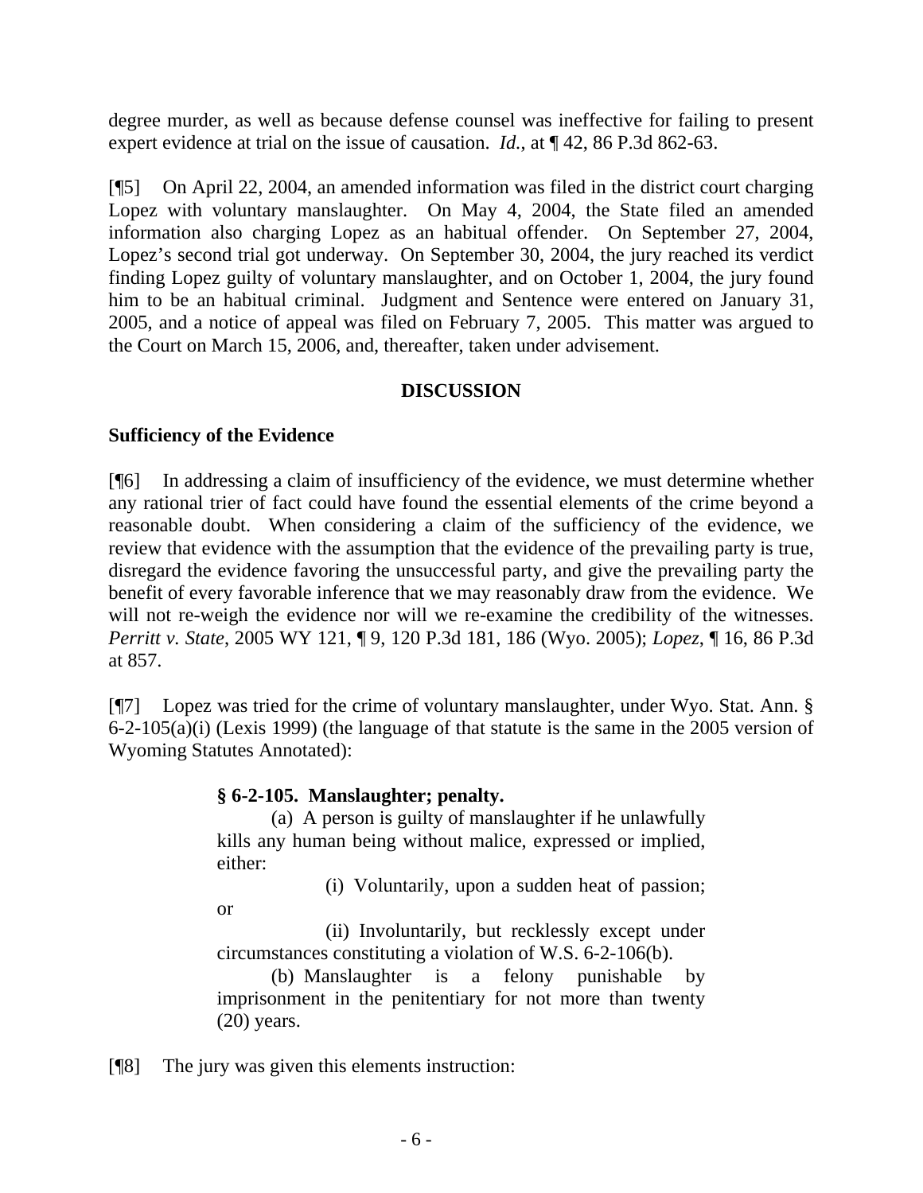degree murder, as well as because defense counsel was ineffective for failing to present expert evidence at trial on the issue of causation. *Id.*, at ¶ 42, 86 P.3d 862-63.

[¶5] On April 22, 2004, an amended information was filed in the district court charging Lopez with voluntary manslaughter. On May 4, 2004, the State filed an amended information also charging Lopez as an habitual offender. On September 27, 2004, Lopez's second trial got underway. On September 30, 2004, the jury reached its verdict finding Lopez guilty of voluntary manslaughter, and on October 1, 2004, the jury found him to be an habitual criminal. Judgment and Sentence were entered on January 31, 2005, and a notice of appeal was filed on February 7, 2005. This matter was argued to the Court on March 15, 2006, and, thereafter, taken under advisement.

## DISCUSSION

### Sufficiency of the Evidence

[¶6] In addressing a claim of insufficiency of the evidence, we must determine whether any rational trier of fact could have found the essential elements of the crime beyond a reasonable doubt. When considering a claim of the sufficiency of the evidence, we review that evidence with the assumption that the evidence of the prevailing party is true, disregard the evidence favoring the unsuccessful party, and give the prevailing party the benefit of every favorable inference that we may reasonably draw from the evidence. We will not re-weigh the evidence nor will we re-examine the credibility of the witnesses. *Perritt v. State*, 2005 WY 121, ¶ 9, 120 P.3d 181, 186 (Wyo. 2005); *Lopez*, ¶ 16, 86 P.3d at 857.

[¶7] Lopez was tried for the crime of voluntary manslaughter, under Wyo. Stat. Ann. § 6-2-105(a)(i) (Lexis 1999) (the language of that statute is the same in the 2005 version of Wyoming Statutes Annotated):

> **§ 6-2-105. Manslaughter; penalty.**
>
> (a) A person is guilty of manslaughter if he unlawfully kills any human being without malice, expressed or implied, either:
>
> (i) Voluntarily, upon a sudden heat of passion; or
>
> (ii) Involuntarily, but recklessly except under circumstances constituting a violation of W.S. 6-2-106(b).
>
> (b) Manslaughter is a felony punishable by imprisonment in the penitentiary for not more than twenty (20) years.

[¶8] The jury was given this elements instruction: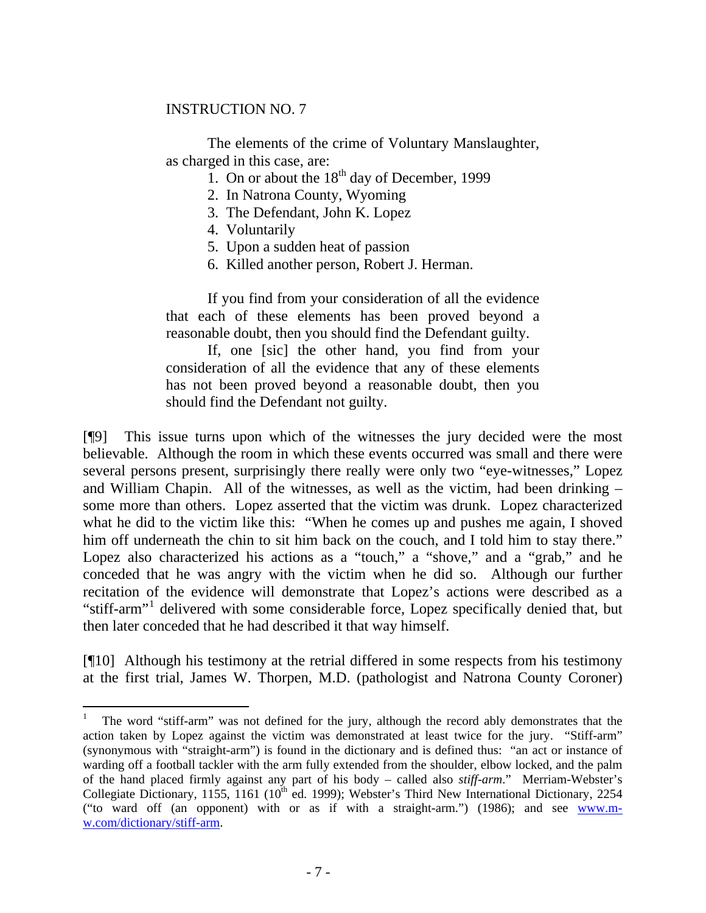INSTRUCTION NO. 7

The elements of the crime of Voluntary Manslaughter, as charged in this case, are:

1. On or about the 18th day of December, 1999
2. In Natrona County, Wyoming
3. The Defendant, John K. Lopez
4. Voluntarily
5. Upon a sudden heat of passion
6. Killed another person, Robert J. Herman.

If you find from your consideration of all the evidence that each of these elements has been proved beyond a reasonable doubt, then you should find the Defendant guilty.

If, one [sic] the other hand, you find from your consideration of all the evidence that any of these elements has not been proved beyond a reasonable doubt, then you should find the Defendant not guilty.

[¶9] This issue turns upon which of the witnesses the jury decided were the most believable. Although the room in which these events occurred was small and there were several persons present, surprisingly there really were only two "eye-witnesses," Lopez and William Chapin. All of the witnesses, as well as the victim, had been drinking – some more than others. Lopez asserted that the victim was drunk. Lopez characterized what he did to the victim like this: "When he comes up and pushes me again, I shoved him off underneath the chin to sit him back on the couch, and I told him to stay there." Lopez also characterized his actions as a "touch," a "shove," and a "grab," and he conceded that he was angry with the victim when he did so. Although our further recitation of the evidence will demonstrate that Lopez's actions were described as a "stiff-arm"[1] delivered with some considerable force, Lopez specifically denied that, but then later conceded that he had described it that way himself.

[¶10] Although his testimony at the retrial differed in some respects from his testimony at the first trial, James W. Thorpen, M.D. (pathologist and Natrona County Coroner)

---

[1] The word "stiff-arm" was not defined for the jury, although the record ably demonstrates that the action taken by Lopez against the victim was demonstrated at least twice for the jury. "Stiff-arm" (synonymous with "straight-arm") is found in the dictionary and is defined thus: "an act or instance of warding off a football tackler with the arm fully extended from the shoulder, elbow locked, and the palm of the hand placed firmly against any part of his body – called also *stiff-arm*." Merriam-Webster's Collegiate Dictionary, 1155, 1161 (10th ed. 1999); Webster's Third New International Dictionary, 2254 ("to ward off (an opponent) with or as if with a straight-arm.") (1986); and see www.m-w.com/dictionary/stiff-arm.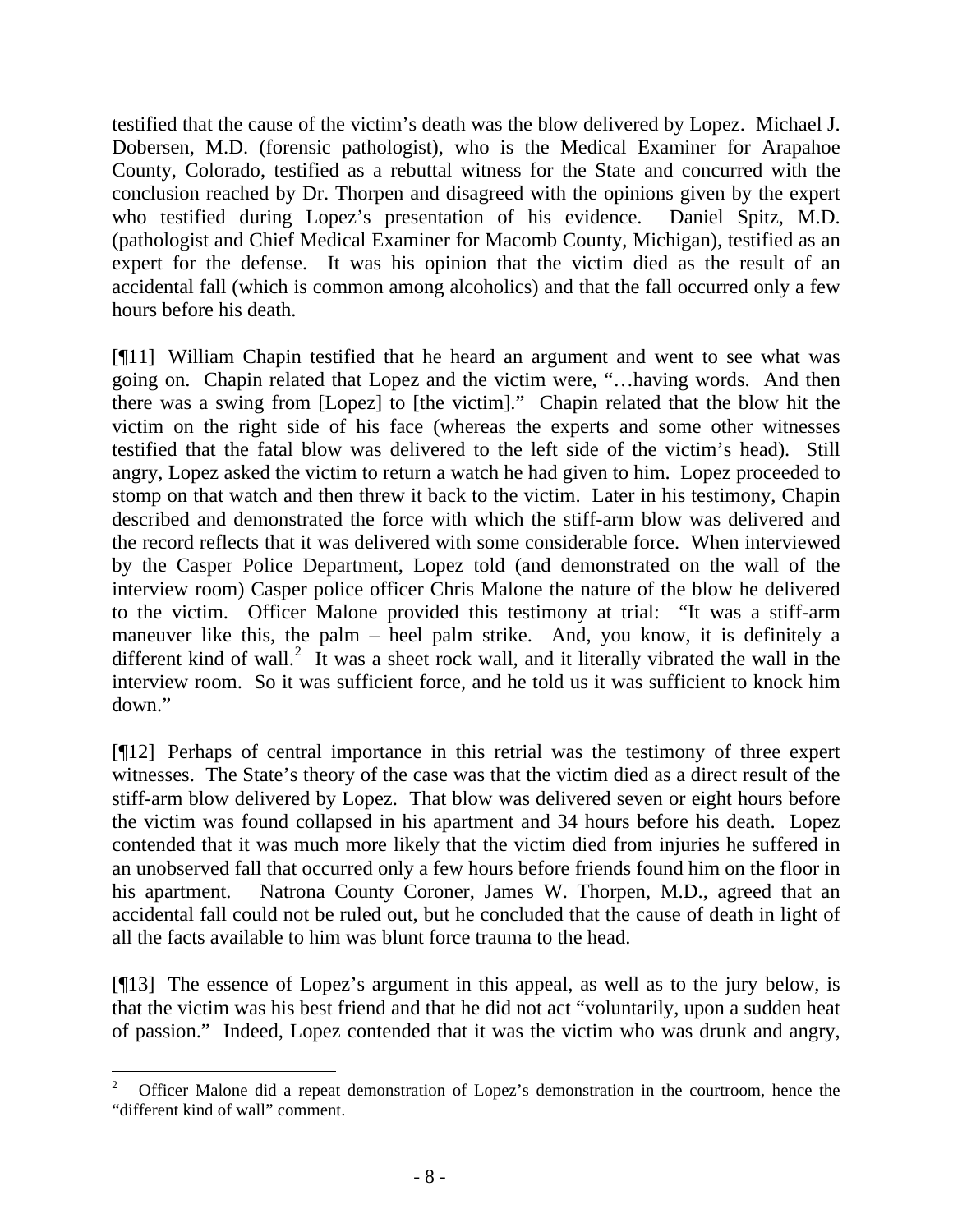testified that the cause of the victim's death was the blow delivered by Lopez. Michael J. Dobersen, M.D. (forensic pathologist), who is the Medical Examiner for Arapahoe County, Colorado, testified as a rebuttal witness for the State and concurred with the conclusion reached by Dr. Thorpen and disagreed with the opinions given by the expert who testified during Lopez's presentation of his evidence. Daniel Spitz, M.D. (pathologist and Chief Medical Examiner for Macomb County, Michigan), testified as an expert for the defense. It was his opinion that the victim died as the result of an accidental fall (which is common among alcoholics) and that the fall occurred only a few hours before his death.

[¶11] William Chapin testified that he heard an argument and went to see what was going on. Chapin related that Lopez and the victim were, "…having words. And then there was a swing from [Lopez] to [the victim]." Chapin related that the blow hit the victim on the right side of his face (whereas the experts and some other witnesses testified that the fatal blow was delivered to the left side of the victim's head). Still angry, Lopez asked the victim to return a watch he had given to him. Lopez proceeded to stomp on that watch and then threw it back to the victim. Later in his testimony, Chapin described and demonstrated the force with which the stiff-arm blow was delivered and the record reflects that it was delivered with some considerable force. When interviewed by the Casper Police Department, Lopez told (and demonstrated on the wall of the interview room) Casper police officer Chris Malone the nature of the blow he delivered to the victim. Officer Malone provided this testimony at trial: "It was a stiff-arm maneuver like this, the palm – heel palm strike. And, you know, it is definitely a different kind of wall.[2] It was a sheet rock wall, and it literally vibrated the wall in the interview room. So it was sufficient force, and he told us it was sufficient to knock him down."

[¶12] Perhaps of central importance in this retrial was the testimony of three expert witnesses. The State's theory of the case was that the victim died as a direct result of the stiff-arm blow delivered by Lopez. That blow was delivered seven or eight hours before the victim was found collapsed in his apartment and 34 hours before his death. Lopez contended that it was much more likely that the victim died from injuries he suffered in an unobserved fall that occurred only a few hours before friends found him on the floor in his apartment. Natrona County Coroner, James W. Thorpen, M.D., agreed that an accidental fall could not be ruled out, but he concluded that the cause of death in light of all the facts available to him was blunt force trauma to the head.

[¶13] The essence of Lopez's argument in this appeal, as well as to the jury below, is that the victim was his best friend and that he did not act "voluntarily, upon a sudden heat of passion." Indeed, Lopez contended that it was the victim who was drunk and angry,

---

[2] Officer Malone did a repeat demonstration of Lopez's demonstration in the courtroom, hence the "different kind of wall" comment.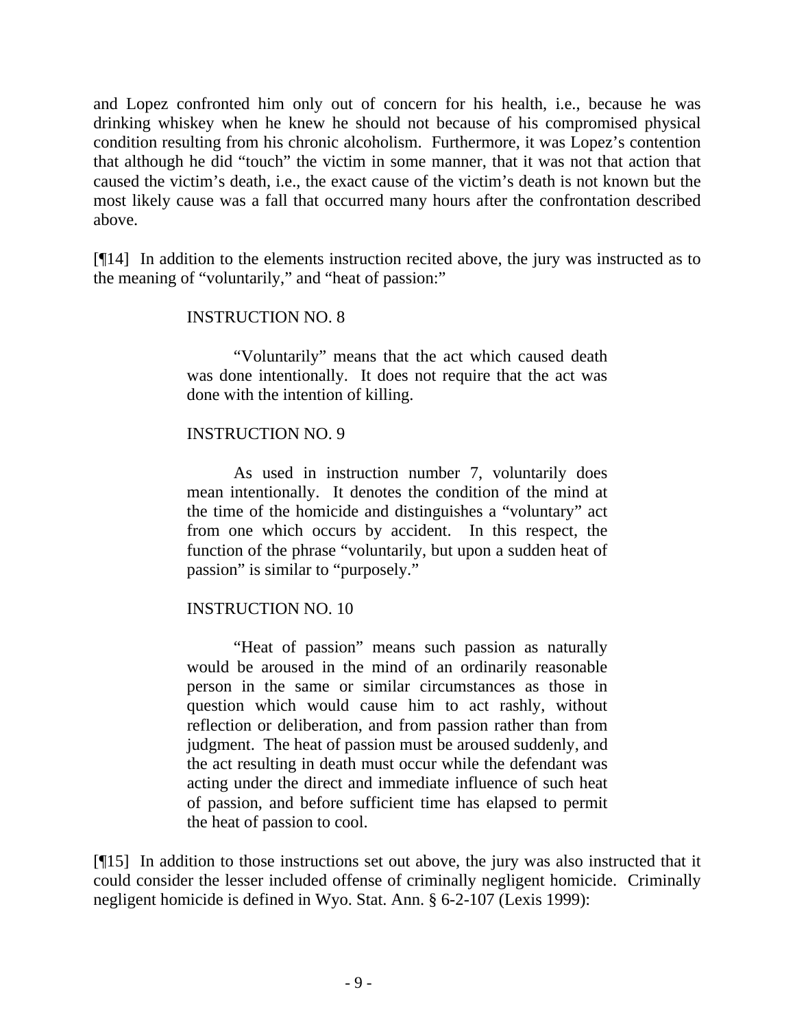and Lopez confronted him only out of concern for his health, i.e., because he was drinking whiskey when he knew he should not because of his compromised physical condition resulting from his chronic alcoholism. Furthermore, it was Lopez's contention that although he did "touch" the victim in some manner, that it was not that action that caused the victim's death, i.e., the exact cause of the victim's death is not known but the most likely cause was a fall that occurred many hours after the confrontation described above.

[¶14] In addition to the elements instruction recited above, the jury was instructed as to the meaning of "voluntarily," and "heat of passion:"

> INSTRUCTION NO. 8
>
> "Voluntarily" means that the act which caused death was done intentionally. It does not require that the act was done with the intention of killing.
>
> INSTRUCTION NO. 9
>
> As used in instruction number 7, voluntarily does mean intentionally. It denotes the condition of the mind at the time of the homicide and distinguishes a "voluntary" act from one which occurs by accident. In this respect, the function of the phrase "voluntarily, but upon a sudden heat of passion" is similar to "purposely."
>
> INSTRUCTION NO. 10
>
> "Heat of passion" means such passion as naturally would be aroused in the mind of an ordinarily reasonable person in the same or similar circumstances as those in question which would cause him to act rashly, without reflection or deliberation, and from passion rather than from judgment. The heat of passion must be aroused suddenly, and the act resulting in death must occur while the defendant was acting under the direct and immediate influence of such heat of passion, and before sufficient time has elapsed to permit the heat of passion to cool.

[¶15] In addition to those instructions set out above, the jury was also instructed that it could consider the lesser included offense of criminally negligent homicide. Criminally negligent homicide is defined in Wyo. Stat. Ann. § 6-2-107 (Lexis 1999):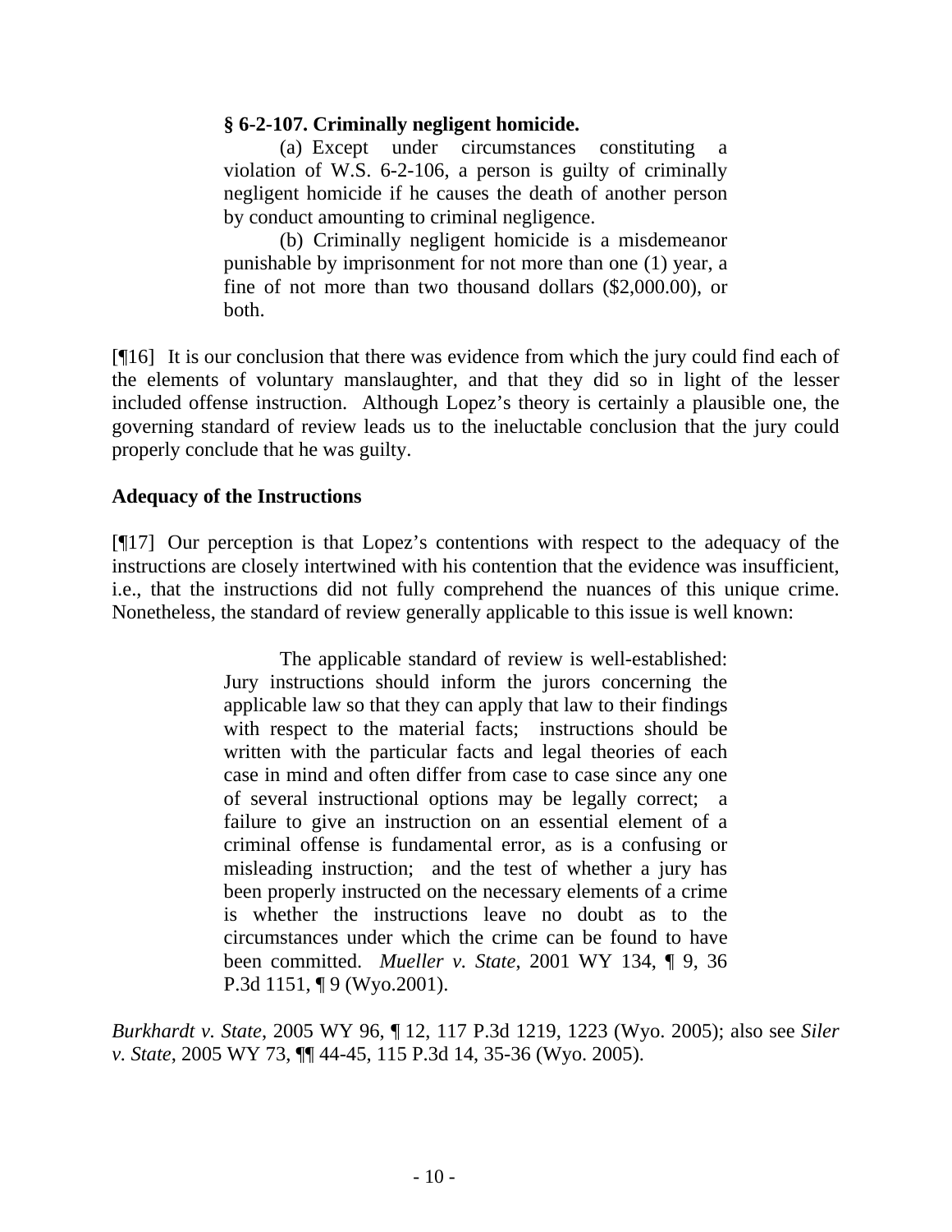> **§ 6-2-107. Criminally negligent homicide.**
>
> (a) Except under circumstances constituting a violation of W.S. 6-2-106, a person is guilty of criminally negligent homicide if he causes the death of another person by conduct amounting to criminal negligence.
>
> (b) Criminally negligent homicide is a misdemeanor punishable by imprisonment for not more than one (1) year, a fine of not more than two thousand dollars ($2,000.00), or both.

[¶16] It is our conclusion that there was evidence from which the jury could find each of the elements of voluntary manslaughter, and that they did so in light of the lesser included offense instruction. Although Lopez's theory is certainly a plausible one, the governing standard of review leads us to the ineluctable conclusion that the jury could properly conclude that he was guilty.

**Adequacy of the Instructions**

[¶17] Our perception is that Lopez's contentions with respect to the adequacy of the instructions are closely intertwined with his contention that the evidence was insufficient, i.e., that the instructions did not fully comprehend the nuances of this unique crime. Nonetheless, the standard of review generally applicable to this issue is well known:

> The applicable standard of review is well-established: Jury instructions should inform the jurors concerning the applicable law so that they can apply that law to their findings with respect to the material facts; instructions should be written with the particular facts and legal theories of each case in mind and often differ from case to case since any one of several instructional options may be legally correct; a failure to give an instruction on an essential element of a criminal offense is fundamental error, as is a confusing or misleading instruction; and the test of whether a jury has been properly instructed on the necessary elements of a crime is whether the instructions leave no doubt as to the circumstances under which the crime can be found to have been committed. *Mueller v. State*, 2001 WY 134, ¶ 9, 36 P.3d 1151, ¶ 9 (Wyo.2001).

*Burkhardt v. State*, 2005 WY 96, ¶ 12, 117 P.3d 1219, 1223 (Wyo. 2005); also see *Siler v. State*, 2005 WY 73, ¶¶ 44-45, 115 P.3d 14, 35-36 (Wyo. 2005).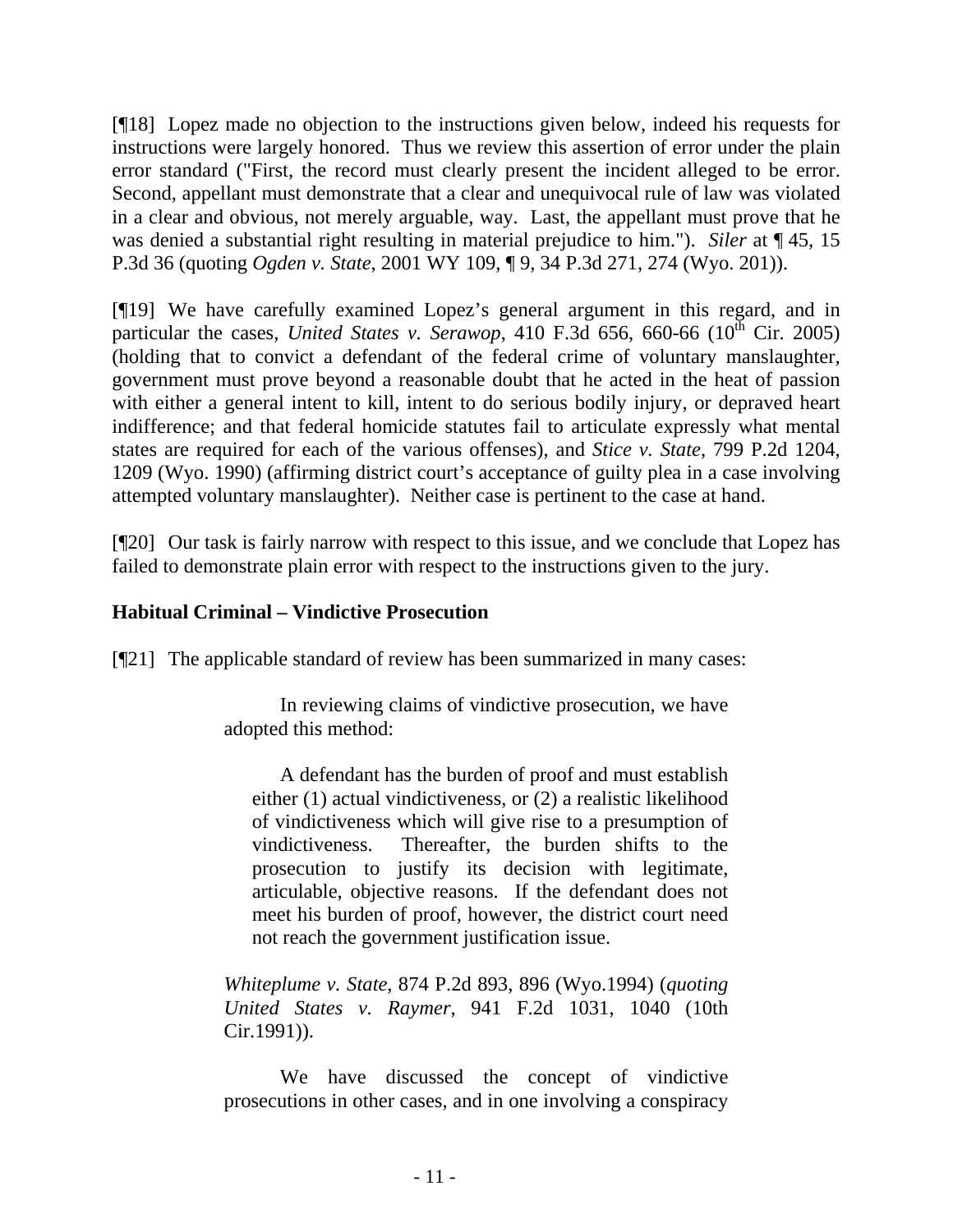[¶18] Lopez made no objection to the instructions given below, indeed his requests for instructions were largely honored. Thus we review this assertion of error under the plain error standard ("First, the record must clearly present the incident alleged to be error. Second, appellant must demonstrate that a clear and unequivocal rule of law was violated in a clear and obvious, not merely arguable, way. Last, the appellant must prove that he was denied a substantial right resulting in material prejudice to him."). *Siler* at ¶ 45, 15 P.3d 36 (quoting *Ogden v. State*, 2001 WY 109, ¶ 9, 34 P.3d 271, 274 (Wyo. 201)).

[¶19] We have carefully examined Lopez's general argument in this regard, and in particular the cases, *United States v. Serawop*, 410 F.3d 656, 660-66 (10th Cir. 2005) (holding that to convict a defendant of the federal crime of voluntary manslaughter, government must prove beyond a reasonable doubt that he acted in the heat of passion with either a general intent to kill, intent to do serious bodily injury, or depraved heart indifference; and that federal homicide statutes fail to articulate expressly what mental states are required for each of the various offenses), and *Stice v. State*, 799 P.2d 1204, 1209 (Wyo. 1990) (affirming district court's acceptance of guilty plea in a case involving attempted voluntary manslaughter). Neither case is pertinent to the case at hand.

[¶20] Our task is fairly narrow with respect to this issue, and we conclude that Lopez has failed to demonstrate plain error with respect to the instructions given to the jury.

**Habitual Criminal – Vindictive Prosecution**

[¶21] The applicable standard of review has been summarized in many cases:

> In reviewing claims of vindictive prosecution, we have adopted this method:
>
> > A defendant has the burden of proof and must establish either (1) actual vindictiveness, or (2) a realistic likelihood of vindictiveness which will give rise to a presumption of vindictiveness. Thereafter, the burden shifts to the prosecution to justify its decision with legitimate, articulable, objective reasons. If the defendant does not meet his burden of proof, however, the district court need not reach the government justification issue.
>
> *Whiteplume v. State*, 874 P.2d 893, 896 (Wyo.1994) (*quoting United States v. Raymer*, 941 F.2d 1031, 1040 (10th Cir.1991)).
>
> We have discussed the concept of vindictive prosecutions in other cases, and in one involving a conspiracy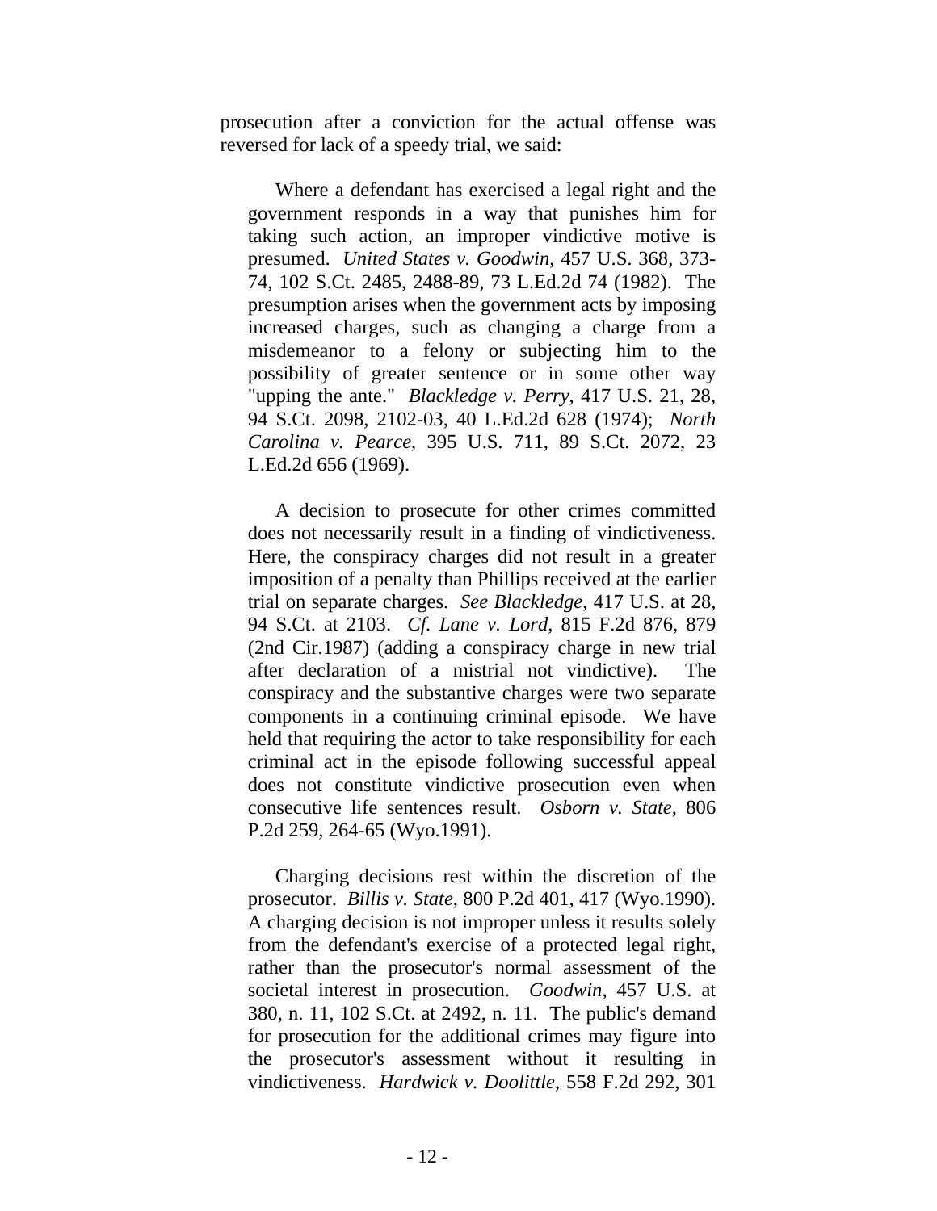prosecution after a conviction for the actual offense was reversed for lack of a speedy trial, we said:

> Where a defendant has exercised a legal right and the government responds in a way that punishes him for taking such action, an improper vindictive motive is presumed. *United States v. Goodwin*, 457 U.S. 368, 373-74, 102 S.Ct. 2485, 2488-89, 73 L.Ed.2d 74 (1982). The presumption arises when the government acts by imposing increased charges, such as changing a charge from a misdemeanor to a felony or subjecting him to the possibility of greater sentence or in some other way "upping the ante." *Blackledge v. Perry*, 417 U.S. 21, 28, 94 S.Ct. 2098, 2102-03, 40 L.Ed.2d 628 (1974); *North Carolina v. Pearce*, 395 U.S. 711, 89 S.Ct. 2072, 23 L.Ed.2d 656 (1969).
>
> A decision to prosecute for other crimes committed does not necessarily result in a finding of vindictiveness. Here, the conspiracy charges did not result in a greater imposition of a penalty than Phillips received at the earlier trial on separate charges. *See Blackledge*, 417 U.S. at 28, 94 S.Ct. at 2103. *Cf. Lane v. Lord*, 815 F.2d 876, 879 (2nd Cir.1987) (adding a conspiracy charge in new trial after declaration of a mistrial not vindictive). The conspiracy and the substantive charges were two separate components in a continuing criminal episode. We have held that requiring the actor to take responsibility for each criminal act in the episode following successful appeal does not constitute vindictive prosecution even when consecutive life sentences result. *Osborn v. State*, 806 P.2d 259, 264-65 (Wyo.1991).
>
> Charging decisions rest within the discretion of the prosecutor. *Billis v. State*, 800 P.2d 401, 417 (Wyo.1990). A charging decision is not improper unless it results solely from the defendant's exercise of a protected legal right, rather than the prosecutor's normal assessment of the societal interest in prosecution. *Goodwin*, 457 U.S. at 380, n. 11, 102 S.Ct. at 2492, n. 11. The public's demand for prosecution for the additional crimes may figure into the prosecutor's assessment without it resulting in vindictiveness. *Hardwick v. Doolittle*, 558 F.2d 292, 301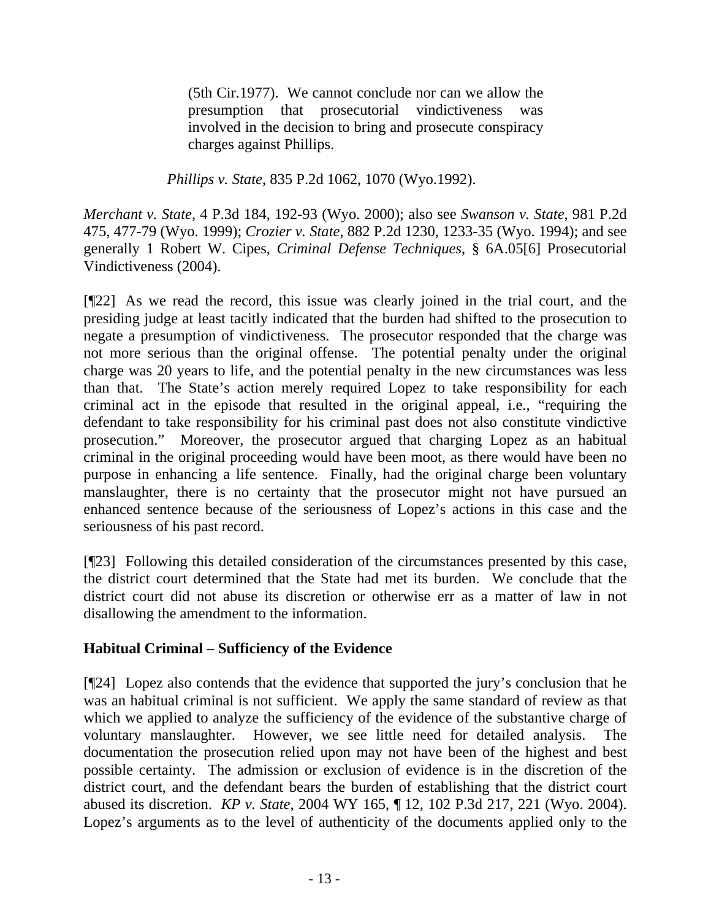> (5th Cir.1977). We cannot conclude nor can we allow the presumption that prosecutorial vindictiveness was involved in the decision to bring and prosecute conspiracy charges against Phillips.
>
> *Phillips v. State*, 835 P.2d 1062, 1070 (Wyo.1992).

*Merchant v. State*, 4 P.3d 184, 192-93 (Wyo. 2000); also see *Swanson v. State*, 981 P.2d 475, 477-79 (Wyo. 1999); *Crozier v. State*, 882 P.2d 1230, 1233-35 (Wyo. 1994); and see generally 1 Robert W. Cipes, *Criminal Defense Techniques*, § 6A.05[6] Prosecutorial Vindictiveness (2004).

[¶22] As we read the record, this issue was clearly joined in the trial court, and the presiding judge at least tacitly indicated that the burden had shifted to the prosecution to negate a presumption of vindictiveness. The prosecutor responded that the charge was not more serious than the original offense. The potential penalty under the original charge was 20 years to life, and the potential penalty in the new circumstances was less than that. The State's action merely required Lopez to take responsibility for each criminal act in the episode that resulted in the original appeal, i.e., "requiring the defendant to take responsibility for his criminal past does not also constitute vindictive prosecution." Moreover, the prosecutor argued that charging Lopez as an habitual criminal in the original proceeding would have been moot, as there would have been no purpose in enhancing a life sentence. Finally, had the original charge been voluntary manslaughter, there is no certainty that the prosecutor might not have pursued an enhanced sentence because of the seriousness of Lopez's actions in this case and the seriousness of his past record.

[¶23] Following this detailed consideration of the circumstances presented by this case, the district court determined that the State had met its burden. We conclude that the district court did not abuse its discretion or otherwise err as a matter of law in not disallowing the amendment to the information.

**Habitual Criminal – Sufficiency of the Evidence**

[¶24] Lopez also contends that the evidence that supported the jury's conclusion that he was an habitual criminal is not sufficient. We apply the same standard of review as that which we applied to analyze the sufficiency of the evidence of the substantive charge of voluntary manslaughter. However, we see little need for detailed analysis. The documentation the prosecution relied upon may not have been of the highest and best possible certainty. The admission or exclusion of evidence is in the discretion of the district court, and the defendant bears the burden of establishing that the district court abused its discretion. *KP v. State*, 2004 WY 165, ¶ 12, 102 P.3d 217, 221 (Wyo. 2004). Lopez's arguments as to the level of authenticity of the documents applied only to the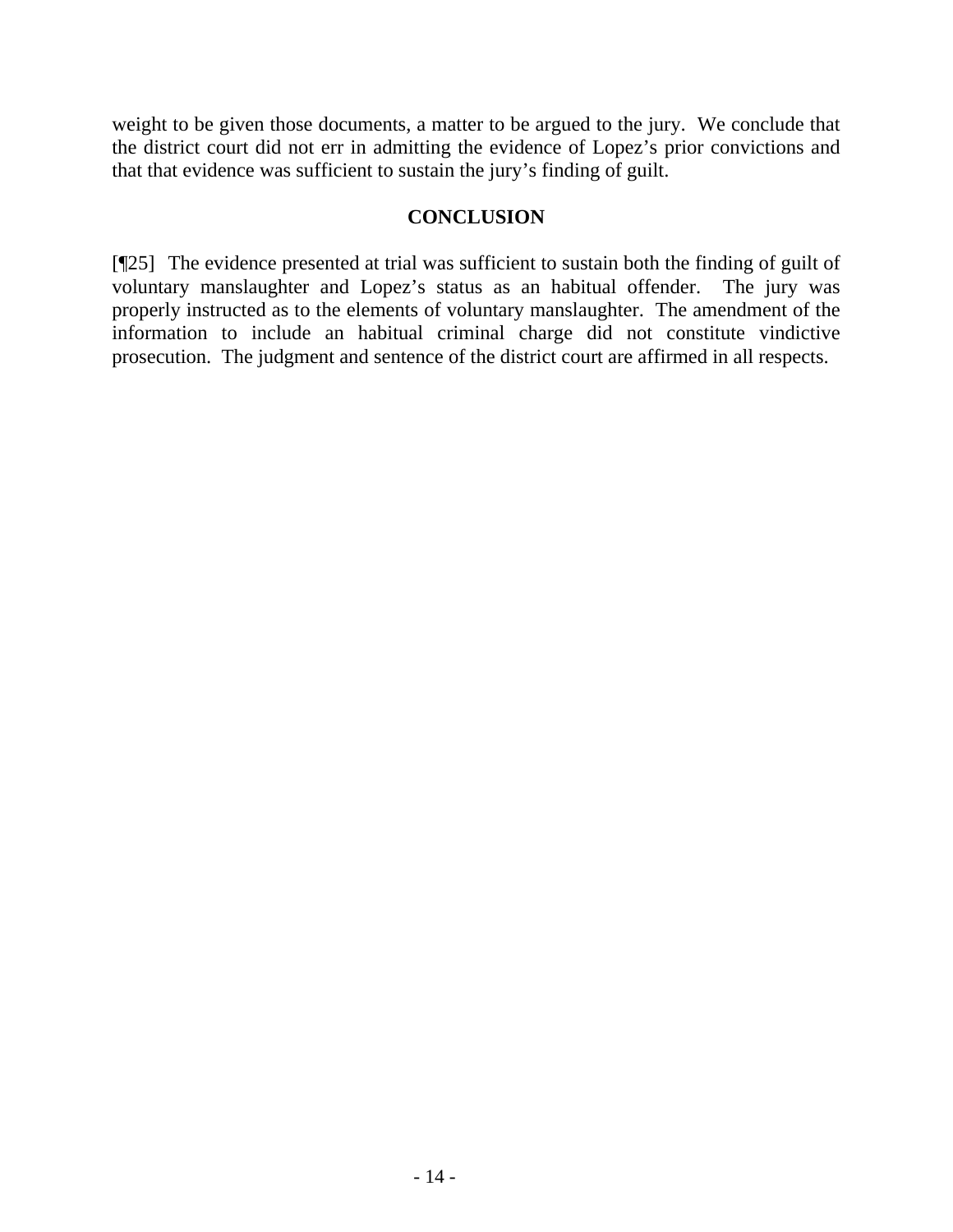weight to be given those documents, a matter to be argued to the jury. We conclude that the district court did not err in admitting the evidence of Lopez's prior convictions and that that evidence was sufficient to sustain the jury's finding of guilt.

## CONCLUSION

[¶25] The evidence presented at trial was sufficient to sustain both the finding of guilt of voluntary manslaughter and Lopez's status as an habitual offender. The jury was properly instructed as to the elements of voluntary manslaughter. The amendment of the information to include an habitual criminal charge did not constitute vindictive prosecution. The judgment and sentence of the district court are affirmed in all respects.